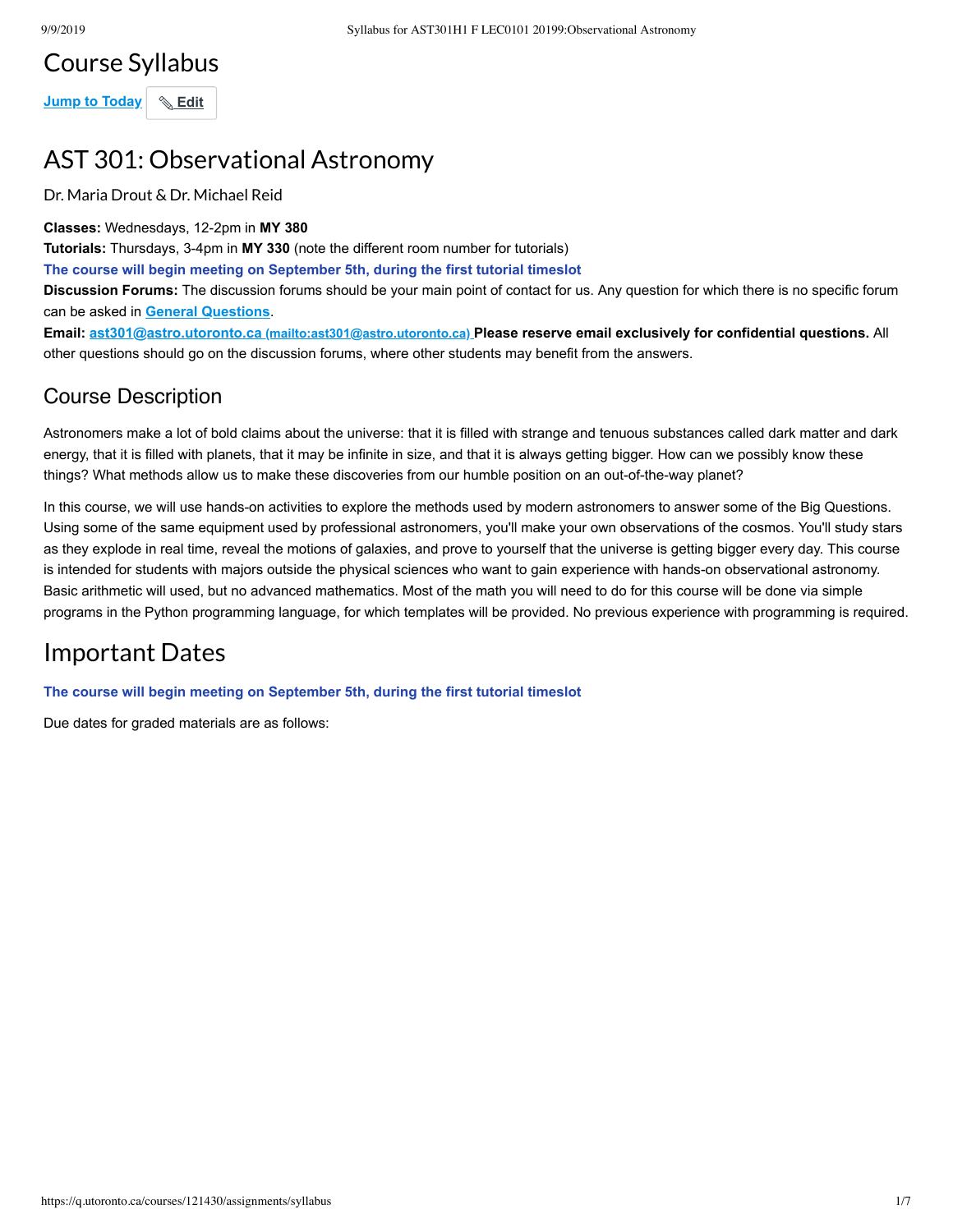# Course Syllabus

Jump to Today | Edit

# AST 301: Observational Astronomy

Dr. Maria Drout & Dr. Michael Reid

**Classes:** Wednesdays, 12-2pm in **MY 380**
**Tutorials:** Thursdays, 3-4pm in **MY 330** (note the different room number for tutorials)
**The course will begin meeting on September 5th, during the first tutorial timeslot**
**Discussion Forums:** The discussion forums should be your main point of contact for us. Any question for which there is no specific forum can be asked in General Questions.
**Email:** ast301@astro.utoronto.ca (mailto:ast301@astro.utoronto.ca) **Please reserve email exclusively for confidential questions.** All other questions should go on the discussion forums, where other students may benefit from the answers.

## Course Description

Astronomers make a lot of bold claims about the universe: that it is filled with strange and tenuous substances called dark matter and dark energy, that it is filled with planets, that it may be infinite in size, and that it is always getting bigger. How can we possibly know these things? What methods allow us to make these discoveries from our humble position on an out-of-the-way planet?

In this course, we will use hands-on activities to explore the methods used by modern astronomers to answer some of the Big Questions. Using some of the same equipment used by professional astronomers, you'll make your own observations of the cosmos. You'll study stars as they explode in real time, reveal the motions of galaxies, and prove to yourself that the universe is getting bigger every day. This course is intended for students with majors outside the physical sciences who want to gain experience with hands-on observational astronomy. Basic arithmetic will used, but no advanced mathematics. Most of the math you will need to do for this course will be done via simple programs in the Python programming language, for which templates will be provided. No previous experience with programming is required.

# Important Dates

**The course will begin meeting on September 5th, during the first tutorial timeslot**

Due dates for graded materials are as follows: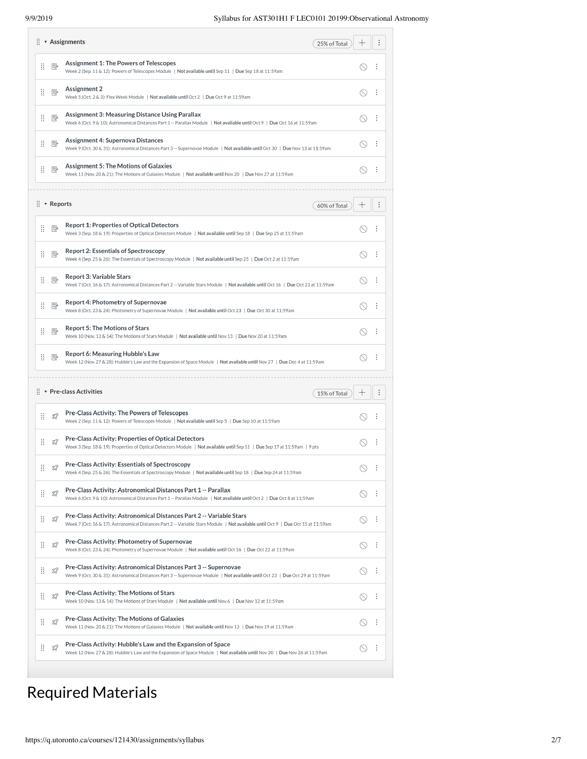## Assignments

25% of Total

- **Assignment 1: The Powers of Telescopes**
  Week 2 (Sep. 11 & 12): Powers of Telescopes Module | **Not available until** Sep 11 | **Due** Sep 18 at 11:59am
- **Assignment 2**
  Week 5 (Oct. 2 & 3): Flex Week Module | **Not available until** Oct 2 | **Due** Oct 9 at 11:59am
- **Assignment 3: Measuring Distance Using Parallax**
  Week 6 (Oct. 9 & 10): Astronomical Distances Part 1 -- Parallax Module | **Not available until** Oct 9 | **Due** Oct 16 at 11:59am
- **Assignment 4: Supernova Distances**
  Week 9 (Oct. 30 & 31): Astronomical Distances Part 3 -- Supernovae Module | **Not available until** Oct 30 | **Due** Nov 13 at 11:59am
- **Assignment 5: The Motions of Galaxies**
  Week 11 (Nov. 20 & 21): The Motions of Galaxies Module | **Not available until** Nov 20 | **Due** Nov 27 at 11:59am

## Reports

60% of Total

- **Report 1: Properties of Optical Detectors**
  Week 3 (Sep. 18 & 19): Properties of Optical Detectors Module | **Not available until** Sep 18 | **Due** Sep 25 at 11:59am
- **Report 2: Essentials of Spectroscopy**
  Week 4 (Sep. 25 & 26): The Essentials of Spectroscopy Module | **Not available until** Sep 25 | **Due** Oct 2 at 11:59am
- **Report 3: Variable Stars**
  Week 7 (Oct. 16 & 17): Astronomical Distances Part 2 -- Variable Stars Module | **Not available until** Oct 16 | **Due** Oct 23 at 11:59am
- **Report 4: Photometry of Supernovae**
  Week 8 (Oct. 23 & 24): Photometry of Supernovae Module | **Not available until** Oct 23 | **Due** Oct 30 at 11:59am
- **Report 5: The Motions of Stars**
  Week 10 (Nov. 13 & 14): The Motions of Stars Module | **Not available until** Nov 13 | **Due** Nov 20 at 11:59am
- **Report 6: Measuring Hubble's Law**
  Week 12 (Nov. 27 & 28): Hubble's Law and the Expansion of Space Module | **Not available until** Nov 27 | **Due** Dec 4 at 11:59am

## Pre-class Activities

15% of Total

- **Pre-Class Activity: The Powers of Telescopes**
  Week 2 (Sep. 11 & 12): Powers of Telescopes Module | **Not available until** Sep 5 | **Due** Sep 10 at 11:59am
- **Pre-Class Activity: Properties of Optical Detectors**
  Week 3 (Sep. 18 & 19): Properties of Optical Detectors Module | **Not available until** Sep 11 | **Due** Sep 17 at 11:59am | 9 pts
- **Pre-Class Activity: Essentials of Spectroscopy**
  Week 4 (Sep. 25 & 26): The Essentials of Spectroscopy Module | **Not available until** Sep 18 | **Due** Sep 24 at 11:59am
- **Pre-Class Activity: Astronomical Distances Part 1 -- Parallax**
  Week 6 (Oct. 9 & 10): Astronomical Distances Part 1 -- Parallax Module | **Not available until** Oct 2 | **Due** Oct 8 at 11:59am
- **Pre-Class Activity: Astronomical Distances Part 2 -- Variable Stars**
  Week 7 (Oct. 16 & 17): Astronomical Distances Part 2 -- Variable Stars Module | **Not available until** Oct 9 | **Due** Oct 15 at 11:59am
- **Pre-Class Activity: Photometry of Supernovae**
  Week 8 (Oct. 23 & 24): Photometry of Supernovae Module | **Not available until** Oct 16 | **Due** Oct 22 at 11:59am
- **Pre-Class Activity: Astronomical Distances Part 3 -- Supernovae**
  Week 9 (Oct. 30 & 31): Astronomical Distances Part 3 -- Supernovae Module | **Not available until** Oct 23 | **Due** Oct 29 at 11:59am
- **Pre-Class Activity: The Motions of Stars**
  Week 10 (Nov. 13 & 14): The Motions of Stars Module | **Not available until** Nov 6 | **Due** Nov 12 at 11:59am
- **Pre-Class Activity: The Motions of Galaxies**
  Week 11 (Nov. 20 & 21): The Motions of Galaxies Module | **Not available until** Nov 13 | **Due** Nov 19 at 11:59am
- **Pre-Class Activity: Hubble's Law and the Expansion of Space**
  Week 12 (Nov. 27 & 28): Hubble's Law and the Expansion of Space Module | **Not available until** Nov 20 | **Due** Nov 26 at 11:59am

# Required Materials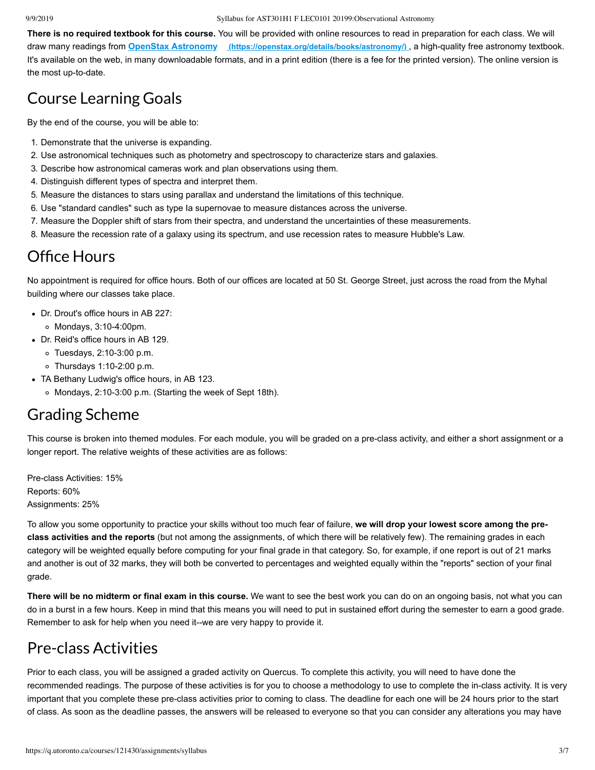**There is no required textbook for this course.** You will be provided with online resources to read in preparation for each class. We will draw many readings from **[OpenStax Astronomy](https://openstax.org/details/books/astronomy/)** (https://openstax.org/details/books/astronomy/), a high-quality free astronomy textbook. It's available on the web, in many downloadable formats, and in a print edition (there is a fee for the printed version). The online version is the most up-to-date.

## Course Learning Goals

By the end of the course, you will be able to:

1. Demonstrate that the universe is expanding.
2. Use astronomical techniques such as photometry and spectroscopy to characterize stars and galaxies.
3. Describe how astronomical cameras work and plan observations using them.
4. Distinguish different types of spectra and interpret them.
5. Measure the distances to stars using parallax and understand the limitations of this technique.
6. Use "standard candles" such as type Ia supernovae to measure distances across the universe.
7. Measure the Doppler shift of stars from their spectra, and understand the uncertainties of these measurements.
8. Measure the recession rate of a galaxy using its spectrum, and use recession rates to measure Hubble's Law.

## Office Hours

No appointment is required for office hours. Both of our offices are located at 50 St. George Street, just across the road from the Myhal building where our classes take place.

- Dr. Drout's office hours in AB 227:
  - Mondays, 3:10-4:00pm.
- Dr. Reid's office hours in AB 129.
  - Tuesdays, 2:10-3:00 p.m.
  - Thursdays 1:10-2:00 p.m.
- TA Bethany Ludwig's office hours, in AB 123.
  - Mondays, 2:10-3:00 p.m. (Starting the week of Sept 18th).

## Grading Scheme

This course is broken into themed modules. For each module, you will be graded on a pre-class activity, and either a short assignment or a longer report. The relative weights of these activities are as follows:

Pre-class Activities: 15%
Reports: 60%
Assignments: 25%

To allow you some opportunity to practice your skills without too much fear of failure, **we will drop your lowest score among the pre-class activities and the reports** (but not among the assignments, of which there will be relatively few). The remaining grades in each category will be weighted equally before computing for your final grade in that category. So, for example, if one report is out of 21 marks and another is out of 32 marks, they will both be converted to percentages and weighted equally within the "reports" section of your final grade.

**There will be no midterm or final exam in this course.** We want to see the best work you can do on an ongoing basis, not what you can do in a burst in a few hours. Keep in mind that this means you will need to put in sustained effort during the semester to earn a good grade. Remember to ask for help when you need it--we are very happy to provide it.

## Pre-class Activities

Prior to each class, you will be assigned a graded activity on Quercus. To complete this activity, you will need to have done the recommended readings. The purpose of these activities is for you to choose a methodology to use to complete the in-class activity. It is very important that you complete these pre-class activities prior to coming to class. The deadline for each one will be 24 hours prior to the start of class. As soon as the deadline passes, the answers will be released to everyone so that you can consider any alterations you may have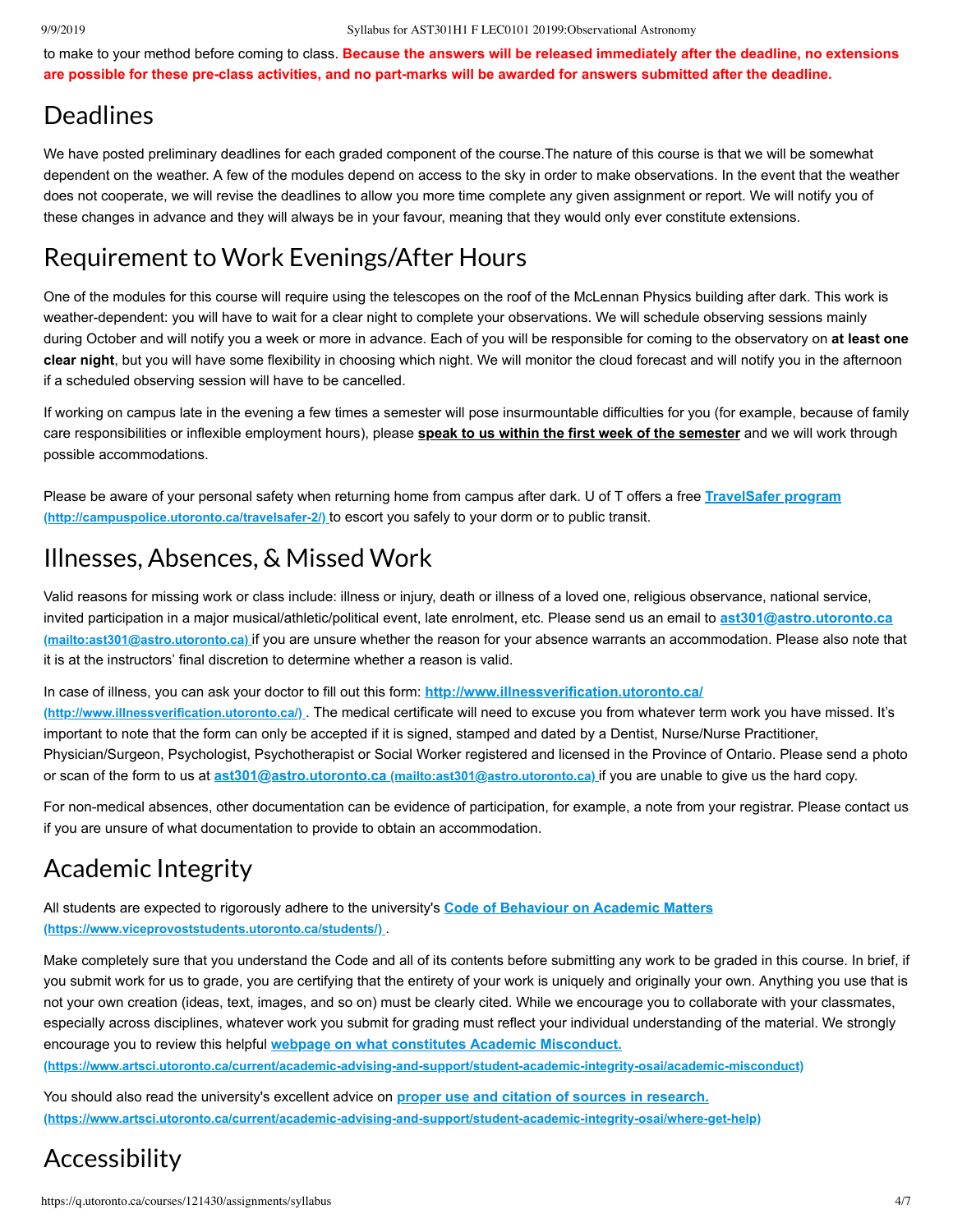to make to your method before coming to class. **Because the answers will be released immediately after the deadline, no extensions are possible for these pre-class activities, and no part-marks will be awarded for answers submitted after the deadline.**

## Deadlines

We have posted preliminary deadlines for each graded component of the course.The nature of this course is that we will be somewhat dependent on the weather. A few of the modules depend on access to the sky in order to make observations. In the event that the weather does not cooperate, we will revise the deadlines to allow you more time complete any given assignment or report. We will notify you of these changes in advance and they will always be in your favour, meaning that they would only ever constitute extensions.

## Requirement to Work Evenings/After Hours

One of the modules for this course will require using the telescopes on the roof of the McLennan Physics building after dark. This work is weather-dependent: you will have to wait for a clear night to complete your observations. We will schedule observing sessions mainly during October and will notify you a week or more in advance. Each of you will be responsible for coming to the observatory on **at least one clear night**, but you will have some flexibility in choosing which night. We will monitor the cloud forecast and will notify you in the afternoon if a scheduled observing session will have to be cancelled.

If working on campus late in the evening a few times a semester will pose insurmountable difficulties for you (for example, because of family care responsibilities or inflexible employment hours), please **speak to us within the first week of the semester** and we will work through possible accommodations.

Please be aware of your personal safety when returning home from campus after dark. U of T offers a free **TravelSafer program** (http://campuspolice.utoronto.ca/travelsafer-2/) to escort you safely to your dorm or to public transit.

## Illnesses, Absences, & Missed Work

Valid reasons for missing work or class include: illness or injury, death or illness of a loved one, religious observance, national service, invited participation in a major musical/athletic/political event, late enrolment, etc. Please send us an email to **ast301@astro.utoronto.ca** (mailto:ast301@astro.utoronto.ca) if you are unsure whether the reason for your absence warrants an accommodation. Please also note that it is at the instructors' final discretion to determine whether a reason is valid.

In case of illness, you can ask your doctor to fill out this form: **http://www.illnessverification.utoronto.ca/** (http://www.illnessverification.utoronto.ca/) . The medical certificate will need to excuse you from whatever term work you have missed. It's important to note that the form can only be accepted if it is signed, stamped and dated by a Dentist, Nurse/Nurse Practitioner, Physician/Surgeon, Psychologist, Psychotherapist or Social Worker registered and licensed in the Province of Ontario. Please send a photo or scan of the form to us at **ast301@astro.utoronto.ca** (mailto:ast301@astro.utoronto.ca) if you are unable to give us the hard copy.

For non-medical absences, other documentation can be evidence of participation, for example, a note from your registrar. Please contact us if you are unsure of what documentation to provide to obtain an accommodation.

## Academic Integrity

All students are expected to rigorously adhere to the university's **Code of Behaviour on Academic Matters** (https://www.viceprovoststudents.utoronto.ca/students/) .

Make completely sure that you understand the Code and all of its contents before submitting any work to be graded in this course. In brief, if you submit work for us to grade, you are certifying that the entirety of your work is uniquely and originally your own. Anything you use that is not your own creation (ideas, text, images, and so on) must be clearly cited. While we encourage you to collaborate with your classmates, especially across disciplines, whatever work you submit for grading must reflect your individual understanding of the material. We strongly encourage you to review this helpful **webpage on what constitutes Academic Misconduct.** (https://www.artsci.utoronto.ca/current/academic-advising-and-support/student-academic-integrity-osai/academic-misconduct)

You should also read the university's excellent advice on **proper use and citation of sources in research.** (https://www.artsci.utoronto.ca/current/academic-advising-and-support/student-academic-integrity-osai/where-get-help)

## Accessibility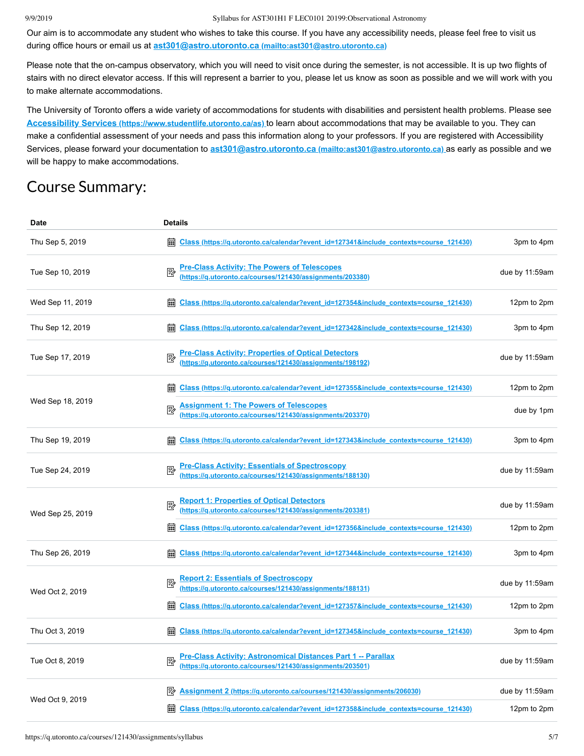Our aim is to accommodate any student who wishes to take this course. If you have any accessibility needs, please feel free to visit us during office hours or email us at **[ast301@astro.utoronto.ca](mailto:ast301@astro.utoronto.ca) (mailto:ast301@astro.utoronto.ca)**

Please note that the on-campus observatory, which you will need to visit once during the semester, is not accessible. It is up two flights of stairs with no direct elevator access. If this will represent a barrier to you, please let us know as soon as possible and we will work with you to make alternate accommodations.

The University of Toronto offers a wide variety of accommodations for students with disabilities and persistent health problems. Please see **[Accessibility Services](https://www.studentlife.utoronto.ca/as) (https://www.studentlife.utoronto.ca/as)** to learn about accommodations that may be available to you. They can make a confidential assessment of your needs and pass this information along to your professors. If you are registered with Accessibility Services, please forward your documentation to **[ast301@astro.utoronto.ca](mailto:ast301@astro.utoronto.ca) (mailto:ast301@astro.utoronto.ca)** as early as possible and we will be happy to make accommodations.

# Course Summary:

| Date | Details | |
|---|---|---|
| Thu Sep 5, 2019 | Class (https://q.utoronto.ca/calendar?event_id=127341&include_contexts=course_121430) | 3pm to 4pm |
| Tue Sep 10, 2019 | Pre-Class Activity: The Powers of Telescopes (https://q.utoronto.ca/courses/121430/assignments/203380) | due by 11:59am |
| Wed Sep 11, 2019 | Class (https://q.utoronto.ca/calendar?event_id=127354&include_contexts=course_121430) | 12pm to 2pm |
| Thu Sep 12, 2019 | Class (https://q.utoronto.ca/calendar?event_id=127342&include_contexts=course_121430) | 3pm to 4pm |
| Tue Sep 17, 2019 | Pre-Class Activity: Properties of Optical Detectors (https://q.utoronto.ca/courses/121430/assignments/198192) | due by 11:59am |
| Wed Sep 18, 2019 | Class (https://q.utoronto.ca/calendar?event_id=127355&include_contexts=course_121430) | 12pm to 2pm |
| | Assignment 1: The Powers of Telescopes (https://q.utoronto.ca/courses/121430/assignments/203370) | due by 1pm |
| Thu Sep 19, 2019 | Class (https://q.utoronto.ca/calendar?event_id=127343&include_contexts=course_121430) | 3pm to 4pm |
| Tue Sep 24, 2019 | Pre-Class Activity: Essentials of Spectroscopy (https://q.utoronto.ca/courses/121430/assignments/188130) | due by 11:59am |
| Wed Sep 25, 2019 | Report 1: Properties of Optical Detectors (https://q.utoronto.ca/courses/121430/assignments/203381) | due by 11:59am |
| | Class (https://q.utoronto.ca/calendar?event_id=127356&include_contexts=course_121430) | 12pm to 2pm |
| Thu Sep 26, 2019 | Class (https://q.utoronto.ca/calendar?event_id=127344&include_contexts=course_121430) | 3pm to 4pm |
| Wed Oct 2, 2019 | Report 2: Essentials of Spectroscopy (https://q.utoronto.ca/courses/121430/assignments/188131) | due by 11:59am |
| | Class (https://q.utoronto.ca/calendar?event_id=127357&include_contexts=course_121430) | 12pm to 2pm |
| Thu Oct 3, 2019 | Class (https://q.utoronto.ca/calendar?event_id=127345&include_contexts=course_121430) | 3pm to 4pm |
| Tue Oct 8, 2019 | Pre-Class Activity: Astronomical Distances Part 1 -- Parallax (https://q.utoronto.ca/courses/121430/assignments/203501) | due by 11:59am |
| Wed Oct 9, 2019 | Assignment 2 (https://q.utoronto.ca/courses/121430/assignments/206030) | due by 11:59am |
| | Class (https://q.utoronto.ca/calendar?event_id=127358&include_contexts=course_121430) | 12pm to 2pm |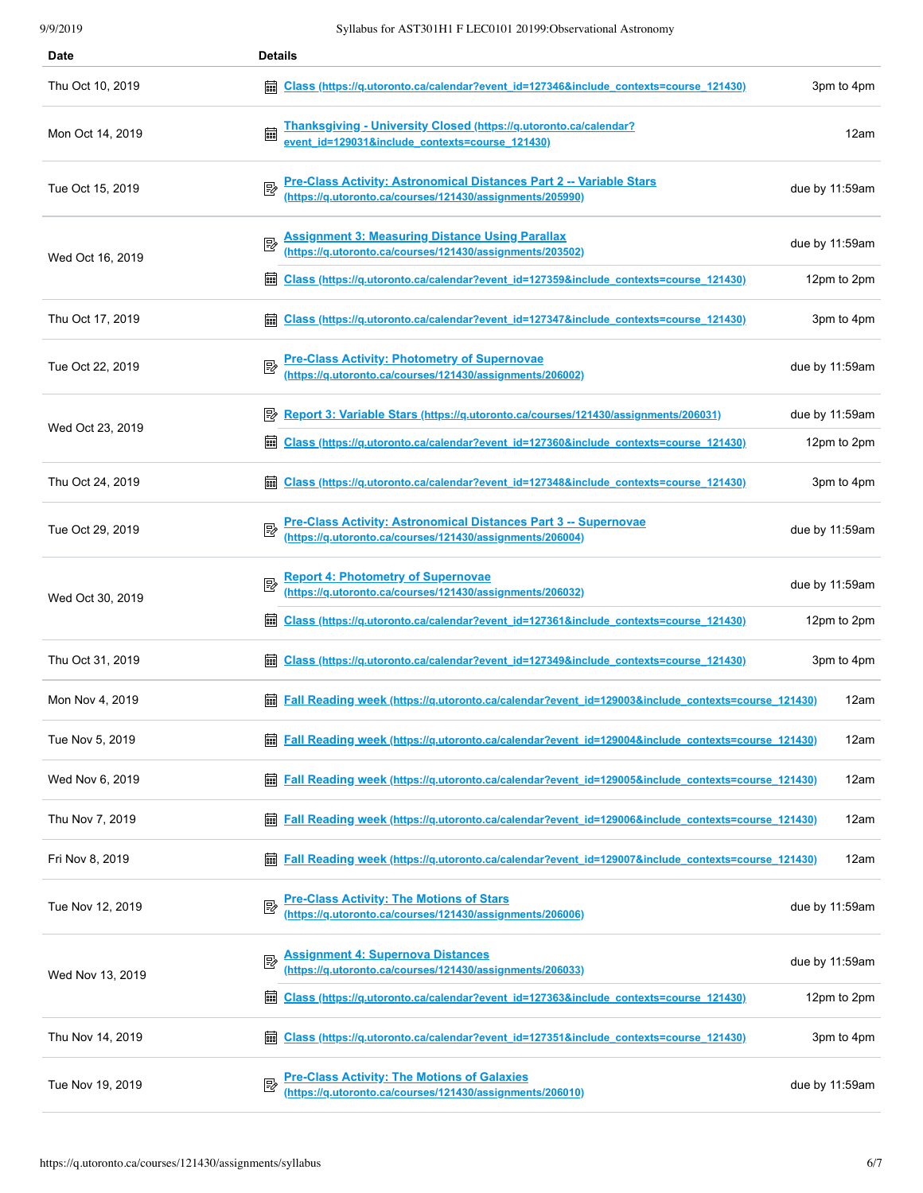| Date | Details | |
|---|---|---|
| Thu Oct 10, 2019 | Class (https://q.utoronto.ca/calendar?event_id=127346&include_contexts=course_121430) | 3pm to 4pm |
| Mon Oct 14, 2019 | Thanksgiving - University Closed (https://q.utoronto.ca/calendar?event_id=129031&include_contexts=course_121430) | 12am |
| Tue Oct 15, 2019 | Pre-Class Activity: Astronomical Distances Part 2 -- Variable Stars (https://q.utoronto.ca/courses/121430/assignments/205990) | due by 11:59am |
| Wed Oct 16, 2019 | Assignment 3: Measuring Distance Using Parallax (https://q.utoronto.ca/courses/121430/assignments/203502) | due by 11:59am |
| | Class (https://q.utoronto.ca/calendar?event_id=127359&include_contexts=course_121430) | 12pm to 2pm |
| Thu Oct 17, 2019 | Class (https://q.utoronto.ca/calendar?event_id=127347&include_contexts=course_121430) | 3pm to 4pm |
| Tue Oct 22, 2019 | Pre-Class Activity: Photometry of Supernovae (https://q.utoronto.ca/courses/121430/assignments/206002) | due by 11:59am |
| Wed Oct 23, 2019 | Report 3: Variable Stars (https://q.utoronto.ca/courses/121430/assignments/206031) | due by 11:59am |
| | Class (https://q.utoronto.ca/calendar?event_id=127360&include_contexts=course_121430) | 12pm to 2pm |
| Thu Oct 24, 2019 | Class (https://q.utoronto.ca/calendar?event_id=127348&include_contexts=course_121430) | 3pm to 4pm |
| Tue Oct 29, 2019 | Pre-Class Activity: Astronomical Distances Part 3 -- Supernovae (https://q.utoronto.ca/courses/121430/assignments/206004) | due by 11:59am |
| Wed Oct 30, 2019 | Report 4: Photometry of Supernovae (https://q.utoronto.ca/courses/121430/assignments/206032) | due by 11:59am |
| | Class (https://q.utoronto.ca/calendar?event_id=127361&include_contexts=course_121430) | 12pm to 2pm |
| Thu Oct 31, 2019 | Class (https://q.utoronto.ca/calendar?event_id=127349&include_contexts=course_121430) | 3pm to 4pm |
| Mon Nov 4, 2019 | Fall Reading week (https://q.utoronto.ca/calendar?event_id=129003&include_contexts=course_121430) | 12am |
| Tue Nov 5, 2019 | Fall Reading week (https://q.utoronto.ca/calendar?event_id=129004&include_contexts=course_121430) | 12am |
| Wed Nov 6, 2019 | Fall Reading week (https://q.utoronto.ca/calendar?event_id=129005&include_contexts=course_121430) | 12am |
| Thu Nov 7, 2019 | Fall Reading week (https://q.utoronto.ca/calendar?event_id=129006&include_contexts=course_121430) | 12am |
| Fri Nov 8, 2019 | Fall Reading week (https://q.utoronto.ca/calendar?event_id=129007&include_contexts=course_121430) | 12am |
| Tue Nov 12, 2019 | Pre-Class Activity: The Motions of Stars (https://q.utoronto.ca/courses/121430/assignments/206006) | due by 11:59am |
| Wed Nov 13, 2019 | Assignment 4: Supernova Distances (https://q.utoronto.ca/courses/121430/assignments/206033) | due by 11:59am |
| | Class (https://q.utoronto.ca/calendar?event_id=127363&include_contexts=course_121430) | 12pm to 2pm |
| Thu Nov 14, 2019 | Class (https://q.utoronto.ca/calendar?event_id=127351&include_contexts=course_121430) | 3pm to 4pm |
| Tue Nov 19, 2019 | Pre-Class Activity: The Motions of Galaxies (https://q.utoronto.ca/courses/121430/assignments/206010) | due by 11:59am |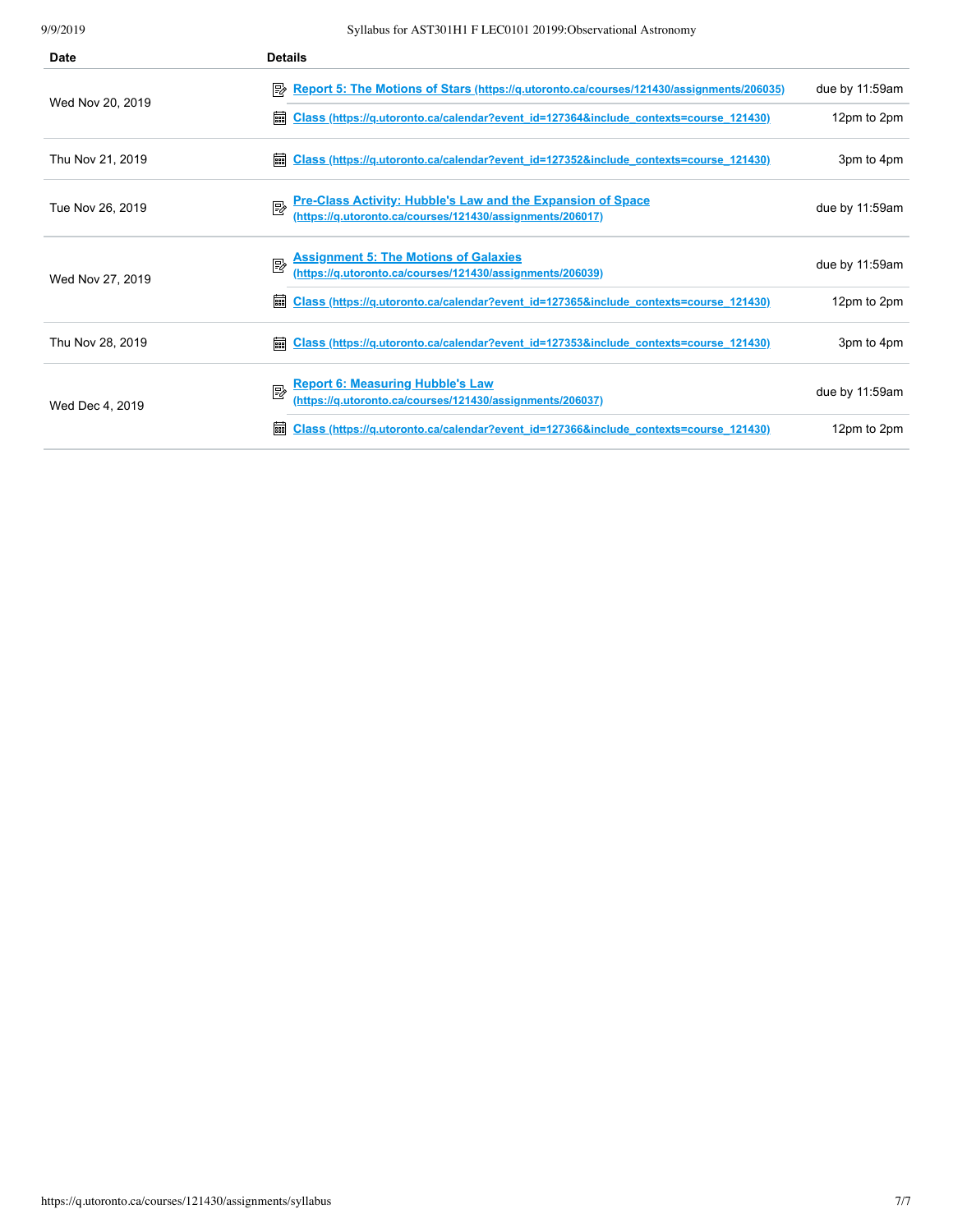| Date | Details | |
|---|---|---|
| Wed Nov 20, 2019 | [Report 5: The Motions of Stars (https://q.utoronto.ca/courses/121430/assignments/206035)](https://q.utoronto.ca/courses/121430/assignments/206035) | due by 11:59am |
| | [Class (https://q.utoronto.ca/calendar?event_id=127364&include_contexts=course_121430)](https://q.utoronto.ca/calendar?event_id=127364&include_contexts=course_121430) | 12pm to 2pm |
| Thu Nov 21, 2019 | [Class (https://q.utoronto.ca/calendar?event_id=127352&include_contexts=course_121430)](https://q.utoronto.ca/calendar?event_id=127352&include_contexts=course_121430) | 3pm to 4pm |
| Tue Nov 26, 2019 | [Pre-Class Activity: Hubble's Law and the Expansion of Space (https://q.utoronto.ca/courses/121430/assignments/206017)](https://q.utoronto.ca/courses/121430/assignments/206017) | due by 11:59am |
| Wed Nov 27, 2019 | [Assignment 5: The Motions of Galaxies (https://q.utoronto.ca/courses/121430/assignments/206039)](https://q.utoronto.ca/courses/121430/assignments/206039) | due by 11:59am |
| | [Class (https://q.utoronto.ca/calendar?event_id=127365&include_contexts=course_121430)](https://q.utoronto.ca/calendar?event_id=127365&include_contexts=course_121430) | 12pm to 2pm |
| Thu Nov 28, 2019 | [Class (https://q.utoronto.ca/calendar?event_id=127353&include_contexts=course_121430)](https://q.utoronto.ca/calendar?event_id=127353&include_contexts=course_121430) | 3pm to 4pm |
| Wed Dec 4, 2019 | [Report 6: Measuring Hubble's Law (https://q.utoronto.ca/courses/121430/assignments/206037)](https://q.utoronto.ca/courses/121430/assignments/206037) | due by 11:59am |
| | [Class (https://q.utoronto.ca/calendar?event_id=127366&include_contexts=course_121430)](https://q.utoronto.ca/calendar?event_id=127366&include_contexts=course_121430) | 12pm to 2pm |